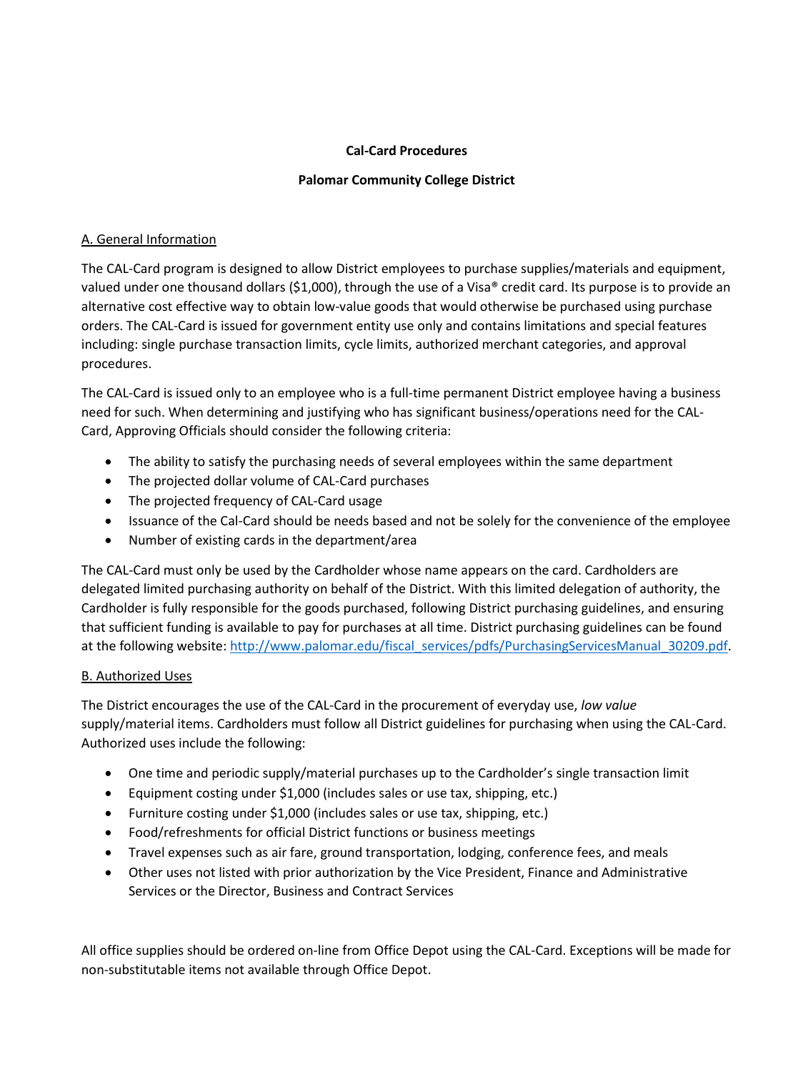**Cal-Card Procedures**

**Palomar Community College District**

A. General Information

The CAL-Card program is designed to allow District employees to purchase supplies/materials and equipment, valued under one thousand dollars ($1,000), through the use of a Visa® credit card. Its purpose is to provide an alternative cost effective way to obtain low-value goods that would otherwise be purchased using purchase orders. The CAL-Card is issued for government entity use only and contains limitations and special features including: single purchase transaction limits, cycle limits, authorized merchant categories, and approval procedures.

The CAL-Card is issued only to an employee who is a full-time permanent District employee having a business need for such. When determining and justifying who has significant business/operations need for the CAL-Card, Approving Officials should consider the following criteria:

- The ability to satisfy the purchasing needs of several employees within the same department
- The projected dollar volume of CAL-Card purchases
- The projected frequency of CAL-Card usage
- Issuance of the Cal-Card should be needs based and not be solely for the convenience of the employee
- Number of existing cards in the department/area

The CAL-Card must only be used by the Cardholder whose name appears on the card. Cardholders are delegated limited purchasing authority on behalf of the District. With this limited delegation of authority, the Cardholder is fully responsible for the goods purchased, following District purchasing guidelines, and ensuring that sufficient funding is available to pay for purchases at all time. District purchasing guidelines can be found at the following website: [http://www.palomar.edu/fiscal_services/pdfs/PurchasingServicesManual_30209.pdf](http://www.palomar.edu/fiscal_services/pdfs/PurchasingServicesManual_30209.pdf).

B. Authorized Uses

The District encourages the use of the CAL-Card in the procurement of everyday use, *low value* supply/material items. Cardholders must follow all District guidelines for purchasing when using the CAL-Card. Authorized uses include the following:

- One time and periodic supply/material purchases up to the Cardholder's single transaction limit
- Equipment costing under $1,000 (includes sales or use tax, shipping, etc.)
- Furniture costing under $1,000 (includes sales or use tax, shipping, etc.)
- Food/refreshments for official District functions or business meetings
- Travel expenses such as air fare, ground transportation, lodging, conference fees, and meals
- Other uses not listed with prior authorization by the Vice President, Finance and Administrative Services or the Director, Business and Contract Services

All office supplies should be ordered on-line from Office Depot using the CAL-Card. Exceptions will be made for non-substitutable items not available through Office Depot.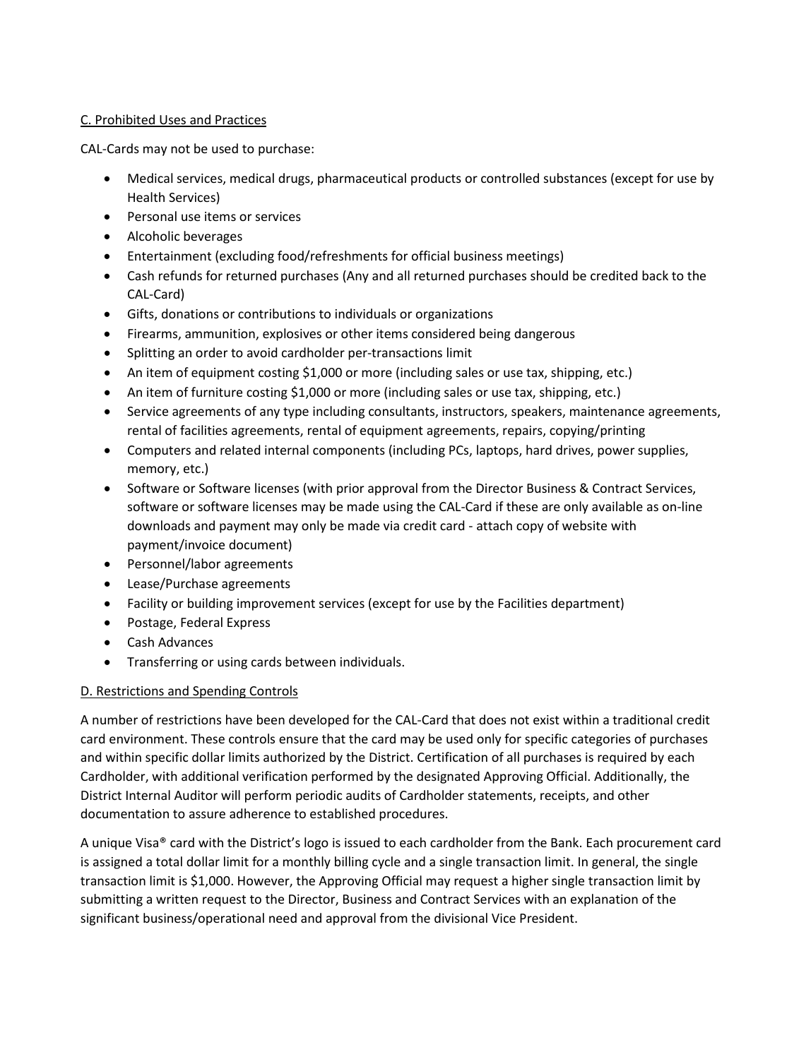C. Prohibited Uses and Practices

CAL-Cards may not be used to purchase:

- Medical services, medical drugs, pharmaceutical products or controlled substances (except for use by Health Services)
- Personal use items or services
- Alcoholic beverages
- Entertainment (excluding food/refreshments for official business meetings)
- Cash refunds for returned purchases (Any and all returned purchases should be credited back to the CAL-Card)
- Gifts, donations or contributions to individuals or organizations
- Firearms, ammunition, explosives or other items considered being dangerous
- Splitting an order to avoid cardholder per-transactions limit
- An item of equipment costing $1,000 or more (including sales or use tax, shipping, etc.)
- An item of furniture costing $1,000 or more (including sales or use tax, shipping, etc.)
- Service agreements of any type including consultants, instructors, speakers, maintenance agreements, rental of facilities agreements, rental of equipment agreements, repairs, copying/printing
- Computers and related internal components (including PCs, laptops, hard drives, power supplies, memory, etc.)
- Software or Software licenses (with prior approval from the Director Business & Contract Services, software or software licenses may be made using the CAL-Card if these are only available as on-line downloads and payment may only be made via credit card - attach copy of website with payment/invoice document)
- Personnel/labor agreements
- Lease/Purchase agreements
- Facility or building improvement services (except for use by the Facilities department)
- Postage, Federal Express
- Cash Advances
- Transferring or using cards between individuals.

D. Restrictions and Spending Controls

A number of restrictions have been developed for the CAL-Card that does not exist within a traditional credit card environment. These controls ensure that the card may be used only for specific categories of purchases and within specific dollar limits authorized by the District. Certification of all purchases is required by each Cardholder, with additional verification performed by the designated Approving Official. Additionally, the District Internal Auditor will perform periodic audits of Cardholder statements, receipts, and other documentation to assure adherence to established procedures.

A unique Visa® card with the District's logo is issued to each cardholder from the Bank. Each procurement card is assigned a total dollar limit for a monthly billing cycle and a single transaction limit. In general, the single transaction limit is $1,000. However, the Approving Official may request a higher single transaction limit by submitting a written request to the Director, Business and Contract Services with an explanation of the significant business/operational need and approval from the divisional Vice President.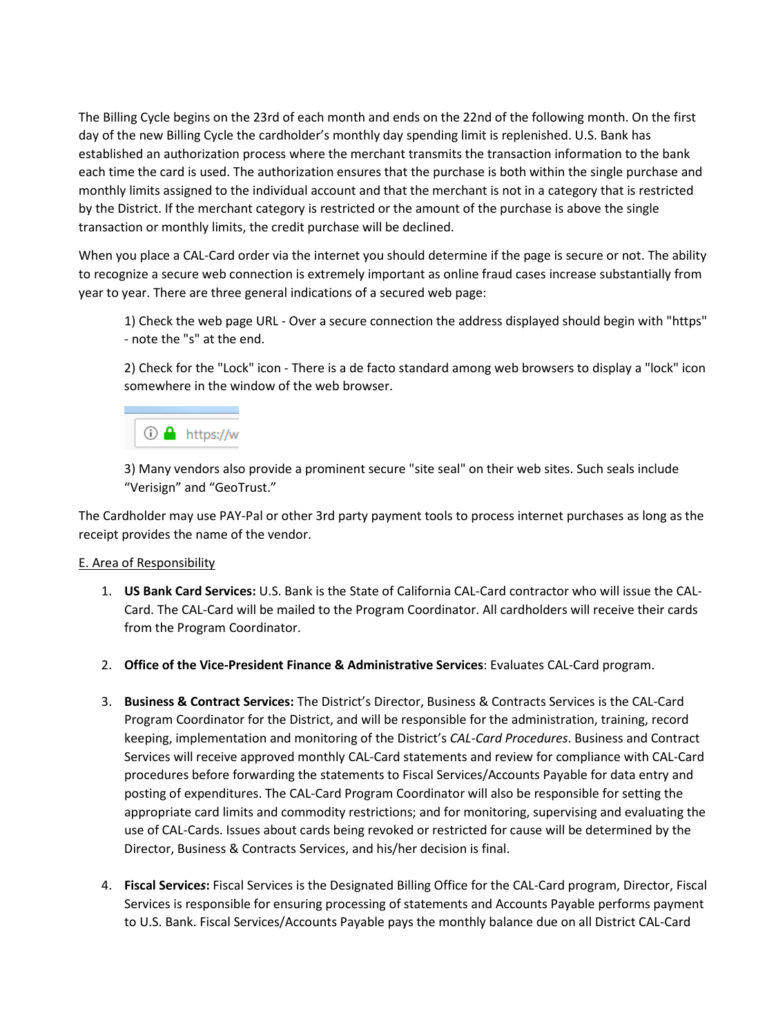The Billing Cycle begins on the 23rd of each month and ends on the 22nd of the following month. On the first day of the new Billing Cycle the cardholder's monthly day spending limit is replenished. U.S. Bank has established an authorization process where the merchant transmits the transaction information to the bank each time the card is used. The authorization ensures that the purchase is both within the single purchase and monthly limits assigned to the individual account and that the merchant is not in a category that is restricted by the District. If the merchant category is restricted or the amount of the purchase is above the single transaction or monthly limits, the credit purchase will be declined.

When you place a CAL-Card order via the internet you should determine if the page is secure or not. The ability to recognize a secure web connection is extremely important as online fraud cases increase substantially from year to year. There are three general indications of a secured web page:

> 1) Check the web page URL - Over a secure connection the address displayed should begin with "https" - note the "s" at the end.
>
> 2) Check for the "Lock" icon - There is a de facto standard among web browsers to display a "lock" icon somewhere in the window of the web browser.
>
> 3) Many vendors also provide a prominent secure "site seal" on their web sites. Such seals include "Verisign" and "GeoTrust."

The Cardholder may use PAY-Pal or other 3rd party payment tools to process internet purchases as long as the receipt provides the name of the vendor.

E. Area of Responsibility

1. **US Bank Card Services:** U.S. Bank is the State of California CAL-Card contractor who will issue the CAL-Card. The CAL-Card will be mailed to the Program Coordinator. All cardholders will receive their cards from the Program Coordinator.

2. **Office of the Vice-President Finance & Administrative Services**: Evaluates CAL-Card program.

3. **Business & Contract Services:** The District's Director, Business & Contracts Services is the CAL-Card Program Coordinator for the District, and will be responsible for the administration, training, record keeping, implementation and monitoring of the District's *CAL-Card Procedures*. Business and Contract Services will receive approved monthly CAL-Card statements and review for compliance with CAL-Card procedures before forwarding the statements to Fiscal Services/Accounts Payable for data entry and posting of expenditures. The CAL-Card Program Coordinator will also be responsible for setting the appropriate card limits and commodity restrictions; and for monitoring, supervising and evaluating the use of CAL-Cards. Issues about cards being revoked or restricted for cause will be determined by the Director, Business & Contracts Services, and his/her decision is final.

4. **Fiscal Services:** Fiscal Services is the Designated Billing Office for the CAL-Card program, Director, Fiscal Services is responsible for ensuring processing of statements and Accounts Payable performs payment to U.S. Bank. Fiscal Services/Accounts Payable pays the monthly balance due on all District CAL-Card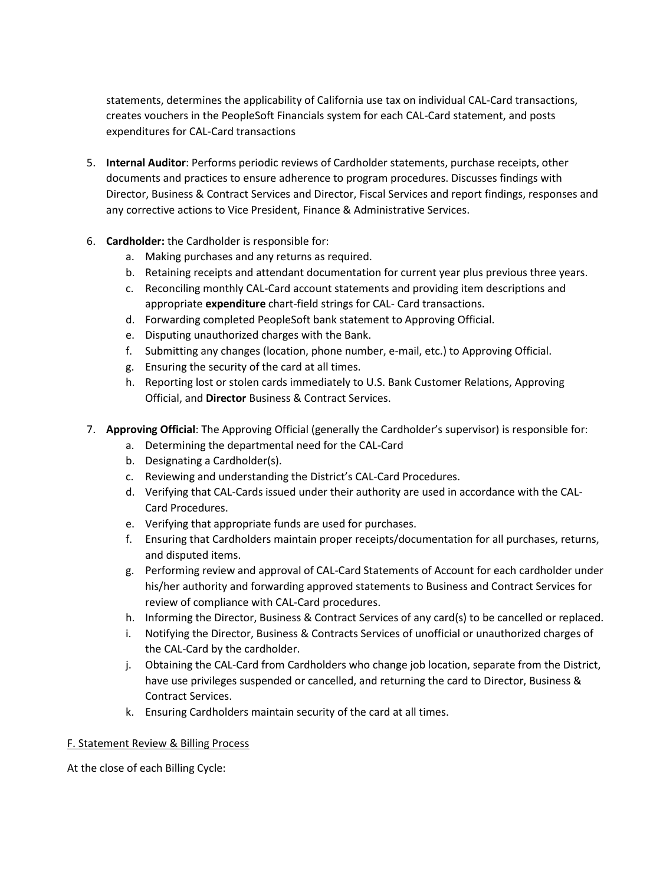statements, determines the applicability of California use tax on individual CAL-Card transactions, creates vouchers in the PeopleSoft Financials system for each CAL-Card statement, and posts expenditures for CAL-Card transactions

5. **Internal Auditor**: Performs periodic reviews of Cardholder statements, purchase receipts, other documents and practices to ensure adherence to program procedures. Discusses findings with Director, Business & Contract Services and Director, Fiscal Services and report findings, responses and any corrective actions to Vice President, Finance & Administrative Services.

6. **Cardholder:** the Cardholder is responsible for:
   a. Making purchases and any returns as required.
   b. Retaining receipts and attendant documentation for current year plus previous three years.
   c. Reconciling monthly CAL-Card account statements and providing item descriptions and appropriate **expenditure** chart-field strings for CAL- Card transactions.
   d. Forwarding completed PeopleSoft bank statement to Approving Official.
   e. Disputing unauthorized charges with the Bank.
   f. Submitting any changes (location, phone number, e-mail, etc.) to Approving Official.
   g. Ensuring the security of the card at all times.
   h. Reporting lost or stolen cards immediately to U.S. Bank Customer Relations, Approving Official, and **Director** Business & Contract Services.

7. **Approving Official**: The Approving Official (generally the Cardholder's supervisor) is responsible for:
   a. Determining the departmental need for the CAL-Card
   b. Designating a Cardholder(s).
   c. Reviewing and understanding the District's CAL-Card Procedures.
   d. Verifying that CAL-Cards issued under their authority are used in accordance with the CAL-Card Procedures.
   e. Verifying that appropriate funds are used for purchases.
   f. Ensuring that Cardholders maintain proper receipts/documentation for all purchases, returns, and disputed items.
   g. Performing review and approval of CAL-Card Statements of Account for each cardholder under his/her authority and forwarding approved statements to Business and Contract Services for review of compliance with CAL-Card procedures.
   h. Informing the Director, Business & Contract Services of any card(s) to be cancelled or replaced.
   i. Notifying the Director, Business & Contracts Services of unofficial or unauthorized charges of the CAL-Card by the cardholder.
   j. Obtaining the CAL-Card from Cardholders who change job location, separate from the District, have use privileges suspended or cancelled, and returning the card to Director, Business & Contract Services.
   k. Ensuring Cardholders maintain security of the card at all times.

F. Statement Review & Billing Process

At the close of each Billing Cycle: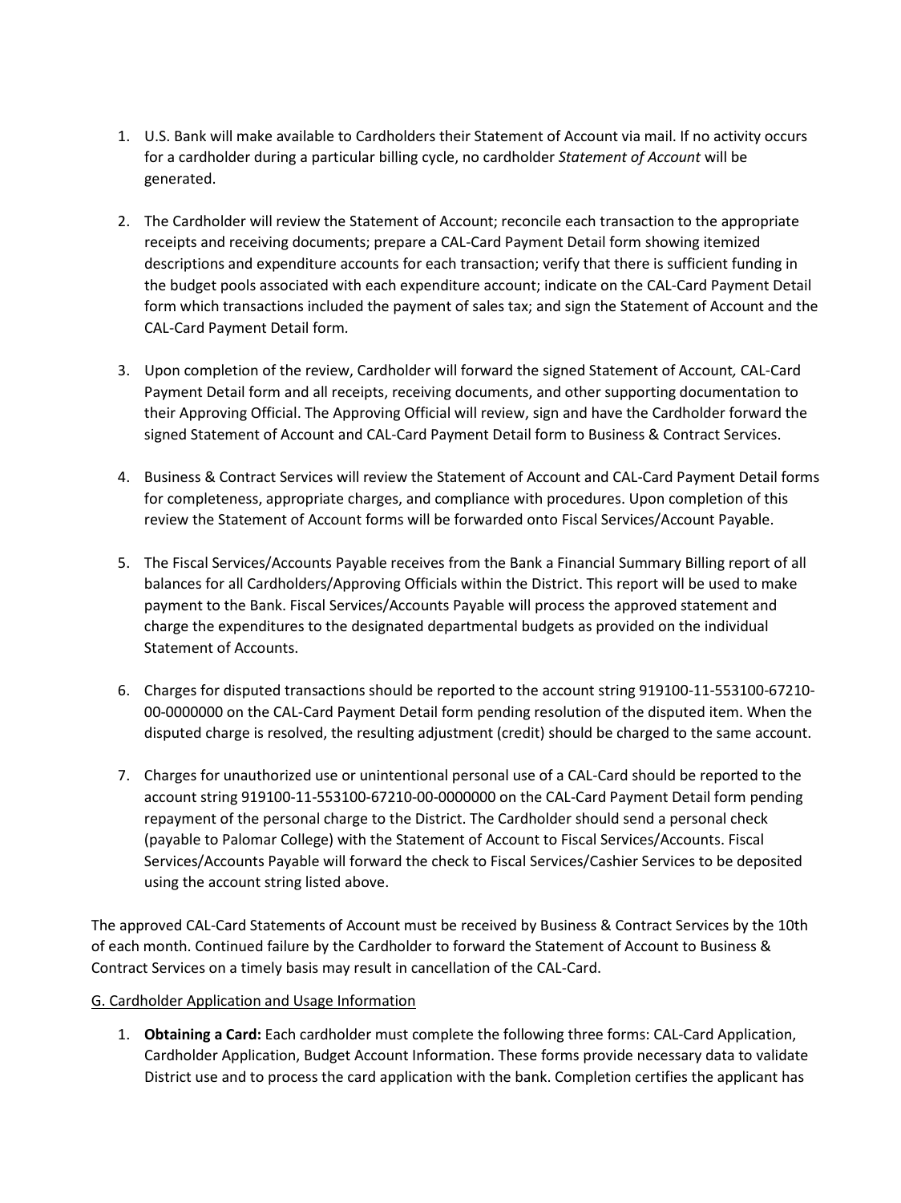1. U.S. Bank will make available to Cardholders their Statement of Account via mail. If no activity occurs for a cardholder during a particular billing cycle, no cardholder *Statement of Account* will be generated.

2. The Cardholder will review the Statement of Account; reconcile each transaction to the appropriate receipts and receiving documents; prepare a CAL-Card Payment Detail form showing itemized descriptions and expenditure accounts for each transaction; verify that there is sufficient funding in the budget pools associated with each expenditure account; indicate on the CAL-Card Payment Detail form which transactions included the payment of sales tax; and sign the Statement of Account and the CAL-Card Payment Detail form.

3. Upon completion of the review, Cardholder will forward the signed Statement of Account*,* CAL-Card Payment Detail form and all receipts, receiving documents, and other supporting documentation to their Approving Official. The Approving Official will review, sign and have the Cardholder forward the signed Statement of Account and CAL-Card Payment Detail form to Business & Contract Services.

4. Business & Contract Services will review the Statement of Account and CAL-Card Payment Detail forms for completeness, appropriate charges, and compliance with procedures. Upon completion of this review the Statement of Account forms will be forwarded onto Fiscal Services/Account Payable.

5. The Fiscal Services/Accounts Payable receives from the Bank a Financial Summary Billing report of all balances for all Cardholders/Approving Officials within the District. This report will be used to make payment to the Bank. Fiscal Services/Accounts Payable will process the approved statement and charge the expenditures to the designated departmental budgets as provided on the individual Statement of Accounts.

6. Charges for disputed transactions should be reported to the account string 919100-11-553100-67210-00-0000000 on the CAL-Card Payment Detail form pending resolution of the disputed item. When the disputed charge is resolved, the resulting adjustment (credit) should be charged to the same account.

7. Charges for unauthorized use or unintentional personal use of a CAL-Card should be reported to the account string 919100-11-553100-67210-00-0000000 on the CAL-Card Payment Detail form pending repayment of the personal charge to the District. The Cardholder should send a personal check (payable to Palomar College) with the Statement of Account to Fiscal Services/Accounts. Fiscal Services/Accounts Payable will forward the check to Fiscal Services/Cashier Services to be deposited using the account string listed above.

The approved CAL-Card Statements of Account must be received by Business & Contract Services by the 10th of each month. Continued failure by the Cardholder to forward the Statement of Account to Business & Contract Services on a timely basis may result in cancellation of the CAL-Card.

G. Cardholder Application and Usage Information

1. **Obtaining a Card:** Each cardholder must complete the following three forms: CAL-Card Application, Cardholder Application, Budget Account Information. These forms provide necessary data to validate District use and to process the card application with the bank. Completion certifies the applicant has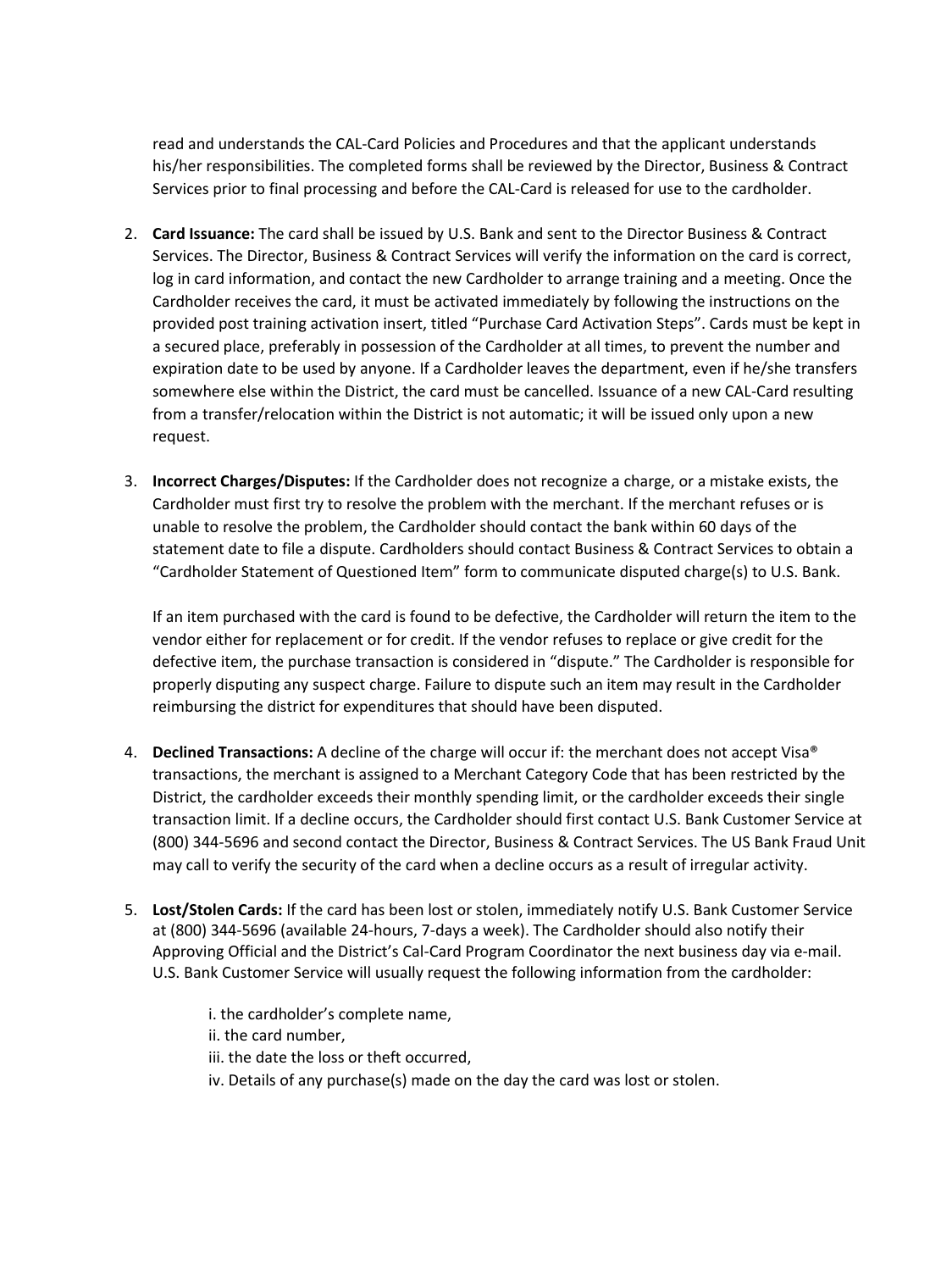read and understands the CAL-Card Policies and Procedures and that the applicant understands his/her responsibilities. The completed forms shall be reviewed by the Director, Business & Contract Services prior to final processing and before the CAL-Card is released for use to the cardholder.

2. **Card Issuance:** The card shall be issued by U.S. Bank and sent to the Director Business & Contract Services. The Director, Business & Contract Services will verify the information on the card is correct, log in card information, and contact the new Cardholder to arrange training and a meeting. Once the Cardholder receives the card, it must be activated immediately by following the instructions on the provided post training activation insert, titled "Purchase Card Activation Steps". Cards must be kept in a secured place, preferably in possession of the Cardholder at all times, to prevent the number and expiration date to be used by anyone. If a Cardholder leaves the department, even if he/she transfers somewhere else within the District, the card must be cancelled. Issuance of a new CAL-Card resulting from a transfer/relocation within the District is not automatic; it will be issued only upon a new request.

3. **Incorrect Charges/Disputes:** If the Cardholder does not recognize a charge, or a mistake exists, the Cardholder must first try to resolve the problem with the merchant. If the merchant refuses or is unable to resolve the problem, the Cardholder should contact the bank within 60 days of the statement date to file a dispute. Cardholders should contact Business & Contract Services to obtain a "Cardholder Statement of Questioned Item" form to communicate disputed charge(s) to U.S. Bank.

   If an item purchased with the card is found to be defective, the Cardholder will return the item to the vendor either for replacement or for credit. If the vendor refuses to replace or give credit for the defective item, the purchase transaction is considered in "dispute." The Cardholder is responsible for properly disputing any suspect charge. Failure to dispute such an item may result in the Cardholder reimbursing the district for expenditures that should have been disputed.

4. **Declined Transactions:** A decline of the charge will occur if: the merchant does not accept Visa® transactions, the merchant is assigned to a Merchant Category Code that has been restricted by the District, the cardholder exceeds their monthly spending limit, or the cardholder exceeds their single transaction limit. If a decline occurs, the Cardholder should first contact U.S. Bank Customer Service at (800) 344-5696 and second contact the Director, Business & Contract Services. The US Bank Fraud Unit may call to verify the security of the card when a decline occurs as a result of irregular activity.

5. **Lost/Stolen Cards:** If the card has been lost or stolen, immediately notify U.S. Bank Customer Service at (800) 344-5696 (available 24-hours, 7-days a week). The Cardholder should also notify their Approving Official and the District's Cal-Card Program Coordinator the next business day via e-mail. U.S. Bank Customer Service will usually request the following information from the cardholder:

   i. the cardholder's complete name,
   ii. the card number,
   iii. the date the loss or theft occurred,
   iv. Details of any purchase(s) made on the day the card was lost or stolen.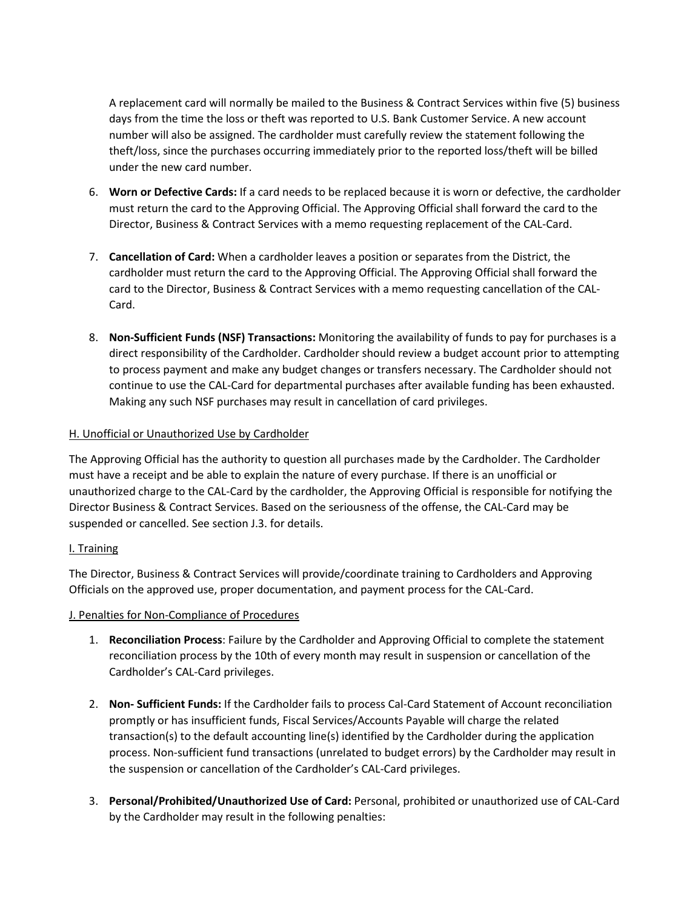A replacement card will normally be mailed to the Business & Contract Services within five (5) business days from the time the loss or theft was reported to U.S. Bank Customer Service. A new account number will also be assigned. The cardholder must carefully review the statement following the theft/loss, since the purchases occurring immediately prior to the reported loss/theft will be billed under the new card number.

6. **Worn or Defective Cards:** If a card needs to be replaced because it is worn or defective, the cardholder must return the card to the Approving Official. The Approving Official shall forward the card to the Director, Business & Contract Services with a memo requesting replacement of the CAL-Card.

7. **Cancellation of Card:** When a cardholder leaves a position or separates from the District, the cardholder must return the card to the Approving Official. The Approving Official shall forward the card to the Director, Business & Contract Services with a memo requesting cancellation of the CAL-Card.

8. **Non-Sufficient Funds (NSF) Transactions:** Monitoring the availability of funds to pay for purchases is a direct responsibility of the Cardholder. Cardholder should review a budget account prior to attempting to process payment and make any budget changes or transfers necessary. The Cardholder should not continue to use the CAL-Card for departmental purchases after available funding has been exhausted. Making any such NSF purchases may result in cancellation of card privileges.

<u>H. Unofficial or Unauthorized Use by Cardholder</u>

The Approving Official has the authority to question all purchases made by the Cardholder. The Cardholder must have a receipt and be able to explain the nature of every purchase. If there is an unofficial or unauthorized charge to the CAL-Card by the cardholder, the Approving Official is responsible for notifying the Director Business & Contract Services. Based on the seriousness of the offense, the CAL-Card may be suspended or cancelled. See section J.3. for details.

<u>I. Training</u>

The Director, Business & Contract Services will provide/coordinate training to Cardholders and Approving Officials on the approved use, proper documentation, and payment process for the CAL-Card.

<u>J. Penalties for Non-Compliance of Procedures</u>

1. **Reconciliation Process**: Failure by the Cardholder and Approving Official to complete the statement reconciliation process by the 10th of every month may result in suspension or cancellation of the Cardholder's CAL-Card privileges.

2. **Non- Sufficient Funds:** If the Cardholder fails to process Cal-Card Statement of Account reconciliation promptly or has insufficient funds, Fiscal Services/Accounts Payable will charge the related transaction(s) to the default accounting line(s) identified by the Cardholder during the application process. Non-sufficient fund transactions (unrelated to budget errors) by the Cardholder may result in the suspension or cancellation of the Cardholder's CAL-Card privileges.

3. **Personal/Prohibited/Unauthorized Use of Card:** Personal, prohibited or unauthorized use of CAL-Card by the Cardholder may result in the following penalties: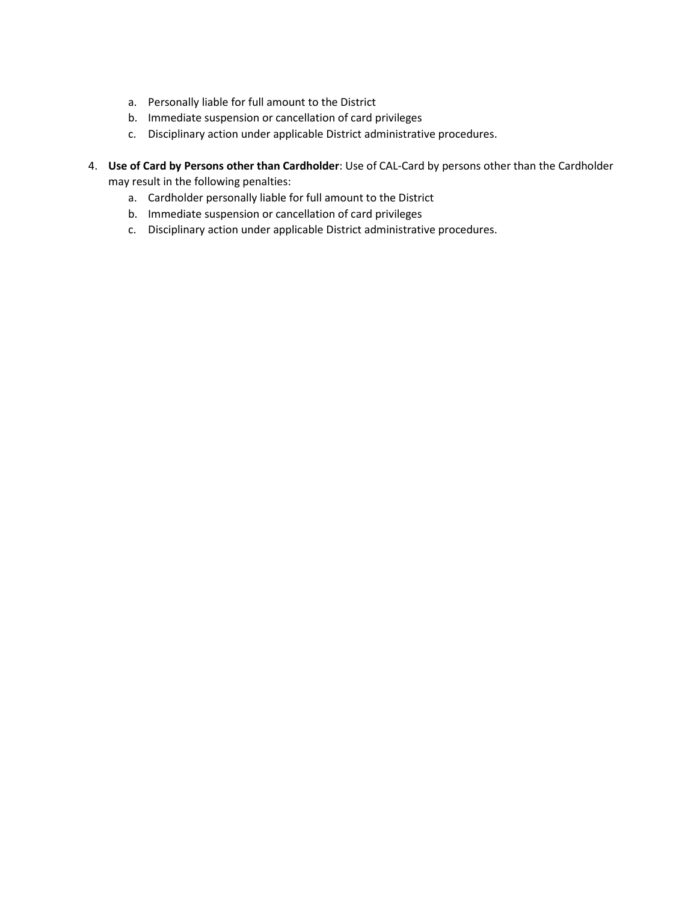a. Personally liable for full amount to the District
   b. Immediate suspension or cancellation of card privileges
   c. Disciplinary action under applicable District administrative procedures.

4. **Use of Card by Persons other than Cardholder**: Use of CAL-Card by persons other than the Cardholder may result in the following penalties:
   a. Cardholder personally liable for full amount to the District
   b. Immediate suspension or cancellation of card privileges
   c. Disciplinary action under applicable District administrative procedures.